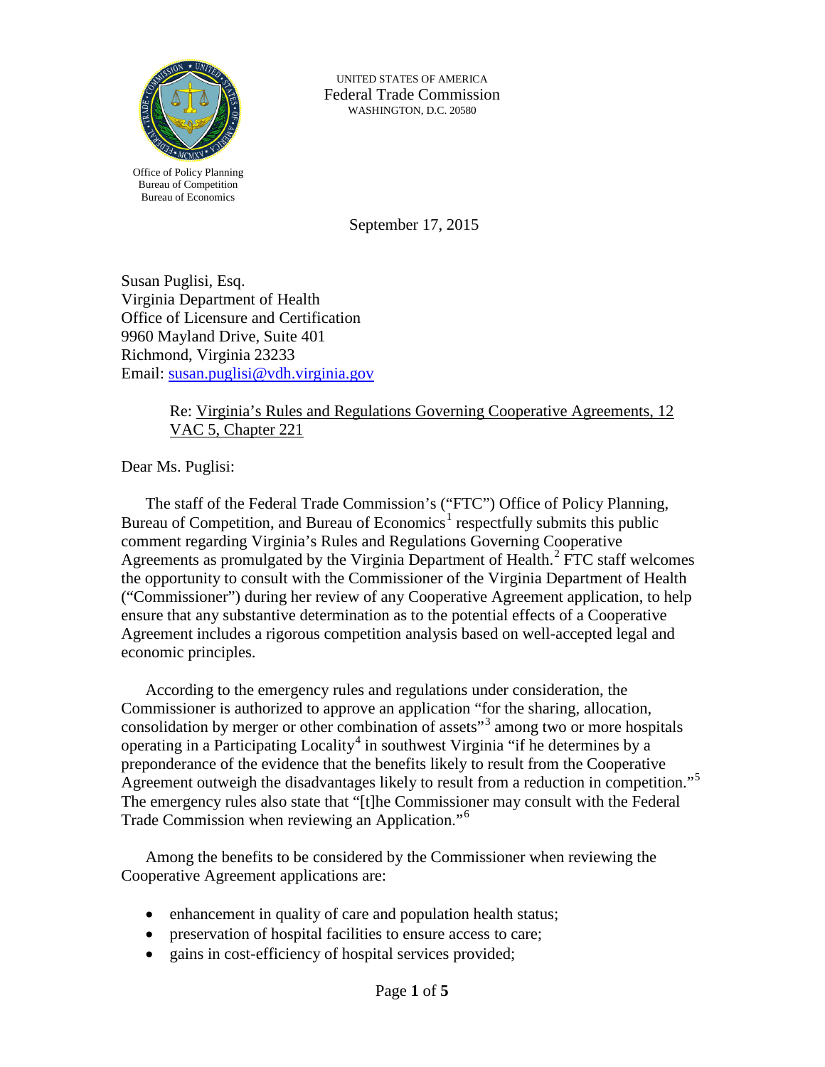UNITED STATES OF AMERICA
Federal Trade Commission
WASHINGTON, D.C. 20580

Office of Policy Planning
Bureau of Competition
Bureau of Economics

September 17, 2015

Susan Puglisi, Esq.
Virginia Department of Health
Office of Licensure and Certification
9960 Mayland Drive, Suite 401
Richmond, Virginia 23233
Email: susan.puglisi@vdh.virginia.gov

Re: Virginia's Rules and Regulations Governing Cooperative Agreements, 12 VAC 5, Chapter 221

Dear Ms. Puglisi:

The staff of the Federal Trade Commission's ("FTC") Office of Policy Planning, Bureau of Competition, and Bureau of Economics[1] respectfully submits this public comment regarding Virginia's Rules and Regulations Governing Cooperative Agreements as promulgated by the Virginia Department of Health.[2] FTC staff welcomes the opportunity to consult with the Commissioner of the Virginia Department of Health ("Commissioner") during her review of any Cooperative Agreement application, to help ensure that any substantive determination as to the potential effects of a Cooperative Agreement includes a rigorous competition analysis based on well-accepted legal and economic principles.

According to the emergency rules and regulations under consideration, the Commissioner is authorized to approve an application "for the sharing, allocation, consolidation by merger or other combination of assets"[3] among two or more hospitals operating in a Participating Locality[4] in southwest Virginia "if he determines by a preponderance of the evidence that the benefits likely to result from the Cooperative Agreement outweigh the disadvantages likely to result from a reduction in competition."[5] The emergency rules also state that "[t]he Commissioner may consult with the Federal Trade Commission when reviewing an Application."[6]

Among the benefits to be considered by the Commissioner when reviewing the Cooperative Agreement applications are:

- enhancement in quality of care and population health status;
- preservation of hospital facilities to ensure access to care;
- gains in cost-efficiency of hospital services provided;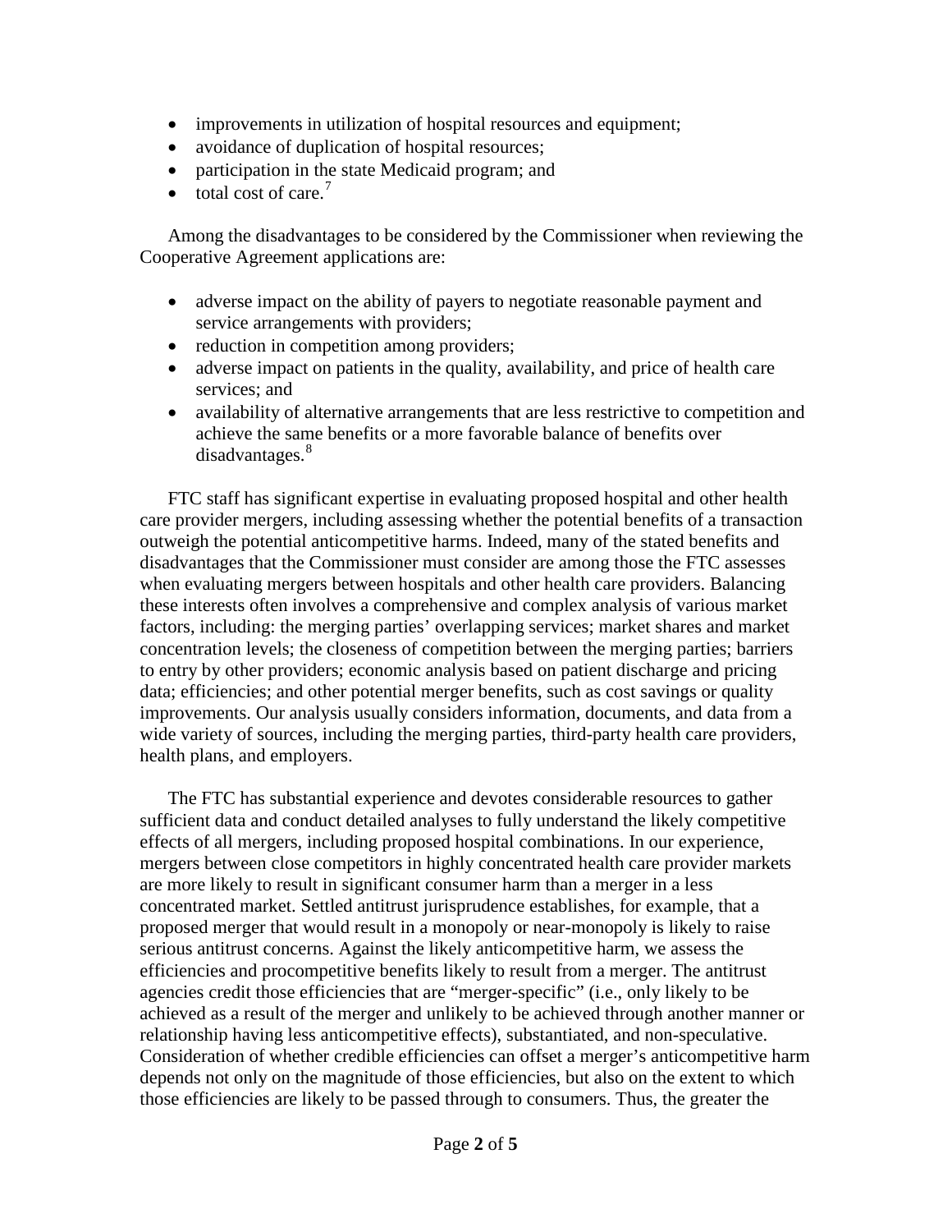- improvements in utilization of hospital resources and equipment;
- avoidance of duplication of hospital resources;
- participation in the state Medicaid program; and
- total cost of care.[7]

Among the disadvantages to be considered by the Commissioner when reviewing the Cooperative Agreement applications are:

- adverse impact on the ability of payers to negotiate reasonable payment and service arrangements with providers;
- reduction in competition among providers;
- adverse impact on patients in the quality, availability, and price of health care services; and
- availability of alternative arrangements that are less restrictive to competition and achieve the same benefits or a more favorable balance of benefits over disadvantages.[8]

FTC staff has significant expertise in evaluating proposed hospital and other health care provider mergers, including assessing whether the potential benefits of a transaction outweigh the potential anticompetitive harms. Indeed, many of the stated benefits and disadvantages that the Commissioner must consider are among those the FTC assesses when evaluating mergers between hospitals and other health care providers. Balancing these interests often involves a comprehensive and complex analysis of various market factors, including: the merging parties' overlapping services; market shares and market concentration levels; the closeness of competition between the merging parties; barriers to entry by other providers; economic analysis based on patient discharge and pricing data; efficiencies; and other potential merger benefits, such as cost savings or quality improvements. Our analysis usually considers information, documents, and data from a wide variety of sources, including the merging parties, third-party health care providers, health plans, and employers.

The FTC has substantial experience and devotes considerable resources to gather sufficient data and conduct detailed analyses to fully understand the likely competitive effects of all mergers, including proposed hospital combinations. In our experience, mergers between close competitors in highly concentrated health care provider markets are more likely to result in significant consumer harm than a merger in a less concentrated market. Settled antitrust jurisprudence establishes, for example, that a proposed merger that would result in a monopoly or near-monopoly is likely to raise serious antitrust concerns. Against the likely anticompetitive harm, we assess the efficiencies and procompetitive benefits likely to result from a merger. The antitrust agencies credit those efficiencies that are "merger-specific" (i.e., only likely to be achieved as a result of the merger and unlikely to be achieved through another manner or relationship having less anticompetitive effects), substantiated, and non-speculative. Consideration of whether credible efficiencies can offset a merger's anticompetitive harm depends not only on the magnitude of those efficiencies, but also on the extent to which those efficiencies are likely to be passed through to consumers. Thus, the greater the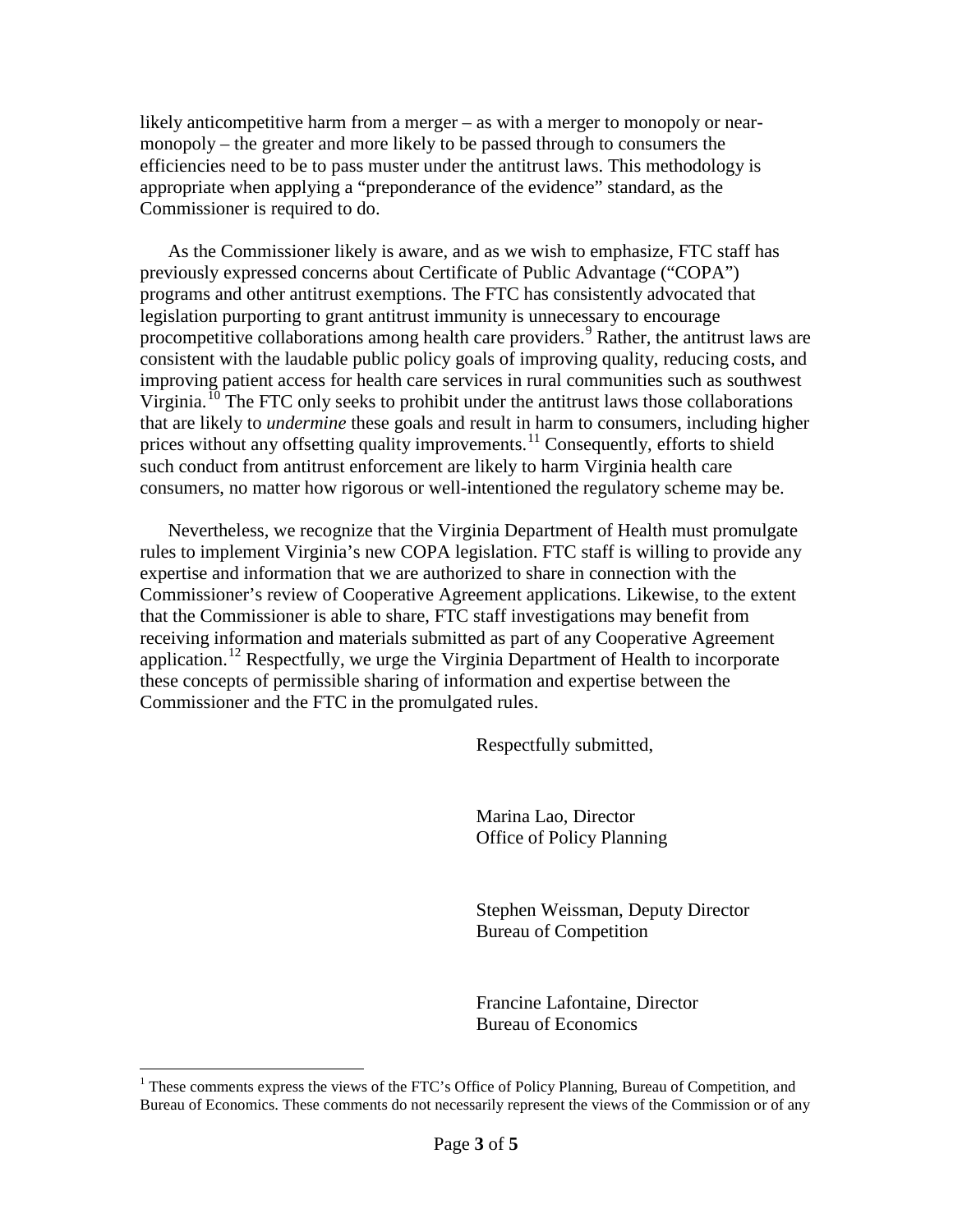likely anticompetitive harm from a merger – as with a merger to monopoly or near-monopoly – the greater and more likely to be passed through to consumers the efficiencies need to be to pass muster under the antitrust laws. This methodology is appropriate when applying a "preponderance of the evidence" standard, as the Commissioner is required to do.

As the Commissioner likely is aware, and as we wish to emphasize, FTC staff has previously expressed concerns about Certificate of Public Advantage ("COPA") programs and other antitrust exemptions. The FTC has consistently advocated that legislation purporting to grant antitrust immunity is unnecessary to encourage procompetitive collaborations among health care providers.[9] Rather, the antitrust laws are consistent with the laudable public policy goals of improving quality, reducing costs, and improving patient access for health care services in rural communities such as southwest Virginia.[10] The FTC only seeks to prohibit under the antitrust laws those collaborations that are likely to *undermine* these goals and result in harm to consumers, including higher prices without any offsetting quality improvements.[11] Consequently, efforts to shield such conduct from antitrust enforcement are likely to harm Virginia health care consumers, no matter how rigorous or well-intentioned the regulatory scheme may be.

Nevertheless, we recognize that the Virginia Department of Health must promulgate rules to implement Virginia's new COPA legislation. FTC staff is willing to provide any expertise and information that we are authorized to share in connection with the Commissioner's review of Cooperative Agreement applications. Likewise, to the extent that the Commissioner is able to share, FTC staff investigations may benefit from receiving information and materials submitted as part of any Cooperative Agreement application.[12] Respectfully, we urge the Virginia Department of Health to incorporate these concepts of permissible sharing of information and expertise between the Commissioner and the FTC in the promulgated rules.

Respectfully submitted,

Marina Lao, Director
Office of Policy Planning

Stephen Weissman, Deputy Director
Bureau of Competition

Francine Lafontaine, Director
Bureau of Economics

---

[1] These comments express the views of the FTC's Office of Policy Planning, Bureau of Competition, and Bureau of Economics. These comments do not necessarily represent the views of the Commission or of any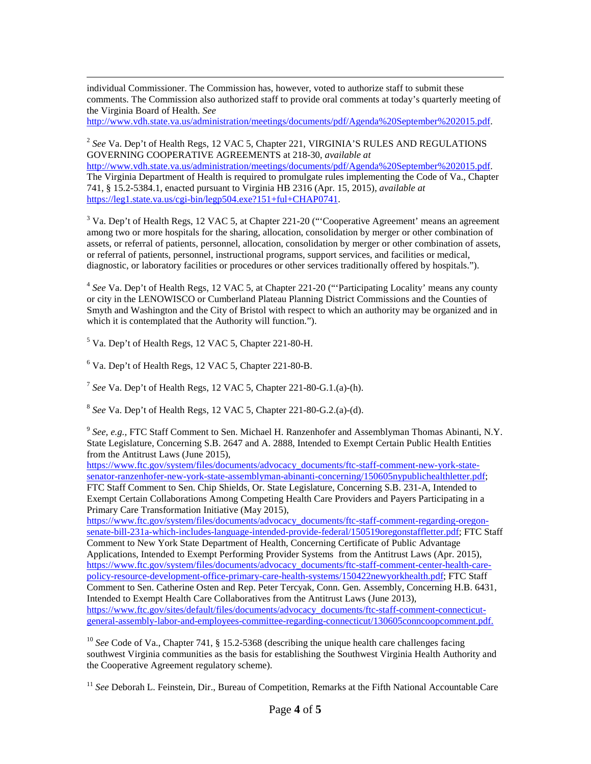individual Commissioner. The Commission has, however, voted to authorize staff to submit these comments. The Commission also authorized staff to provide oral comments at today's quarterly meeting of the Virginia Board of Health. *See* http://www.vdh.state.va.us/administration/meetings/documents/pdf/Agenda%20September%202015.pdf.

[2] *See* Va. Dep't of Health Regs, 12 VAC 5, Chapter 221, VIRGINIA'S RULES AND REGULATIONS GOVERNING COOPERATIVE AGREEMENTS at 218-30, *available at* http://www.vdh.state.va.us/administration/meetings/documents/pdf/Agenda%20September%202015.pdf. The Virginia Department of Health is required to promulgate rules implementing the Code of Va., Chapter 741, § 15.2-5384.1, enacted pursuant to Virginia HB 2316 (Apr. 15, 2015), *available at* https://leg1.state.va.us/cgi-bin/legp504.exe?151+ful+CHAP0741.

[3] Va. Dep't of Health Regs, 12 VAC 5, at Chapter 221-20 ("'Cooperative Agreement' means an agreement among two or more hospitals for the sharing, allocation, consolidation by merger or other combination of assets, or referral of patients, personnel, allocation, consolidation by merger or other combination of assets, or referral of patients, personnel, instructional programs, support services, and facilities or medical, diagnostic, or laboratory facilities or procedures or other services traditionally offered by hospitals.").

[4] *See* Va. Dep't of Health Regs, 12 VAC 5, at Chapter 221-20 ("'Participating Locality' means any county or city in the LENOWISCO or Cumberland Plateau Planning District Commissions and the Counties of Smyth and Washington and the City of Bristol with respect to which an authority may be organized and in which it is contemplated that the Authority will function.").

[5] Va. Dep't of Health Regs, 12 VAC 5, Chapter 221-80-H.

[6] Va. Dep't of Health Regs, 12 VAC 5, Chapter 221-80-B.

[7] *See* Va. Dep't of Health Regs, 12 VAC 5, Chapter 221-80-G.1.(a)-(h).

[8] *See* Va. Dep't of Health Regs, 12 VAC 5, Chapter 221-80-G.2.(a)-(d).

[9] *See, e.g.*, FTC Staff Comment to Sen. Michael H. Ranzenhofer and Assemblyman Thomas Abinanti, N.Y. State Legislature, Concerning S.B. 2647 and A. 2888, Intended to Exempt Certain Public Health Entities from the Antitrust Laws (June 2015), https://www.ftc.gov/system/files/documents/advocacy_documents/ftc-staff-comment-new-york-state-senator-ranzenhofer-new-york-state-assemblyman-abinanti-concerning/150605nypublichealthletter.pdf; FTC Staff Comment to Sen. Chip Shields, Or. State Legislature, Concerning S.B. 231-A, Intended to Exempt Certain Collaborations Among Competing Health Care Providers and Payers Participating in a Primary Care Transformation Initiative (May 2015), https://www.ftc.gov/system/files/documents/advocacy_documents/ftc-staff-comment-regarding-oregon-senate-bill-231a-which-includes-language-intended-provide-federal/150519oregonstaffletter.pdf; FTC Staff Comment to New York State Department of Health, Concerning Certificate of Public Advantage Applications, Intended to Exempt Performing Provider Systems from the Antitrust Laws (Apr. 2015), https://www.ftc.gov/system/files/documents/advocacy_documents/ftc-staff-comment-center-health-care-policy-resource-development-office-primary-care-health-systems/150422newyorkhealth.pdf; FTC Staff Comment to Sen. Catherine Osten and Rep. Peter Tercyak, Conn. Gen. Assembly, Concerning H.B. 6431, Intended to Exempt Health Care Collaboratives from the Antitrust Laws (June 2013), https://www.ftc.gov/sites/default/files/documents/advocacy_documents/ftc-staff-comment-connecticut-general-assembly-labor-and-employees-committee-regarding-connecticut/130605conncoopcomment.pdf.

[10] *See* Code of Va., Chapter 741, § 15.2-5368 (describing the unique health care challenges facing southwest Virginia communities as the basis for establishing the Southwest Virginia Health Authority and the Cooperative Agreement regulatory scheme).

[11] *See* Deborah L. Feinstein, Dir., Bureau of Competition, Remarks at the Fifth National Accountable Care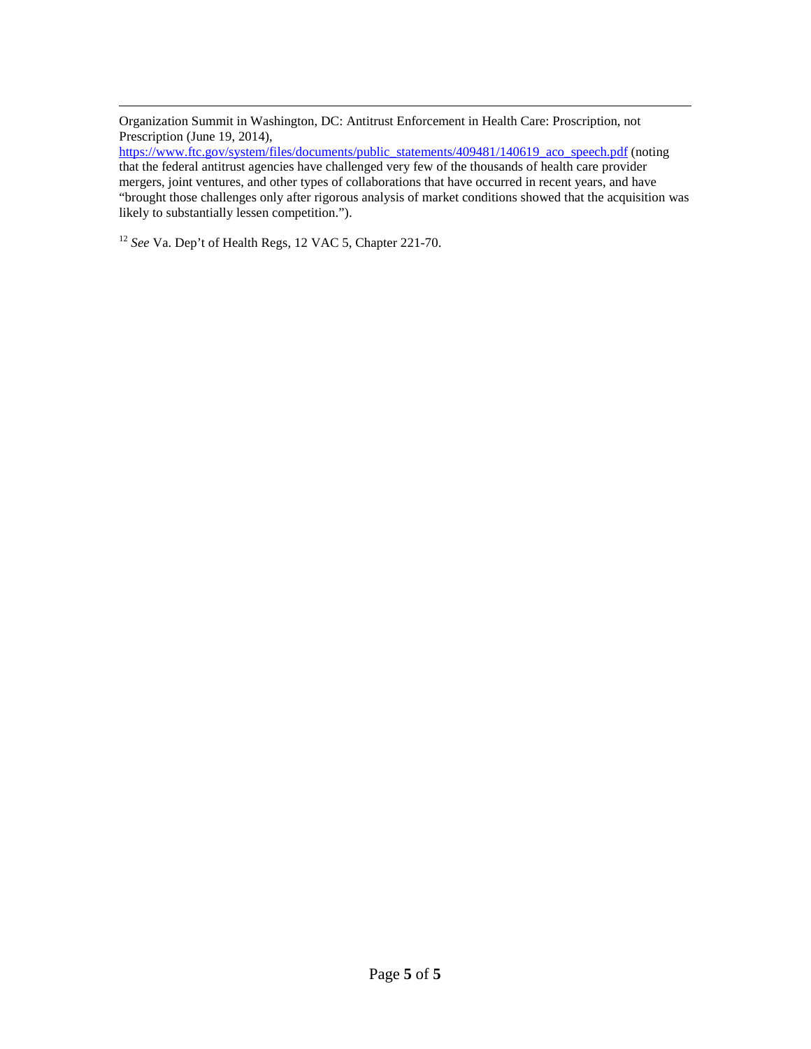Organization Summit in Washington, DC: Antitrust Enforcement in Health Care: Proscription, not Prescription (June 19, 2014), https://www.ftc.gov/system/files/documents/public_statements/409481/140619_aco_speech.pdf (noting that the federal antitrust agencies have challenged very few of the thousands of health care provider mergers, joint ventures, and other types of collaborations that have occurred in recent years, and have "brought those challenges only after rigorous analysis of market conditions showed that the acquisition was likely to substantially lessen competition.").

[12] *See* Va. Dep't of Health Regs, 12 VAC 5, Chapter 221-70.